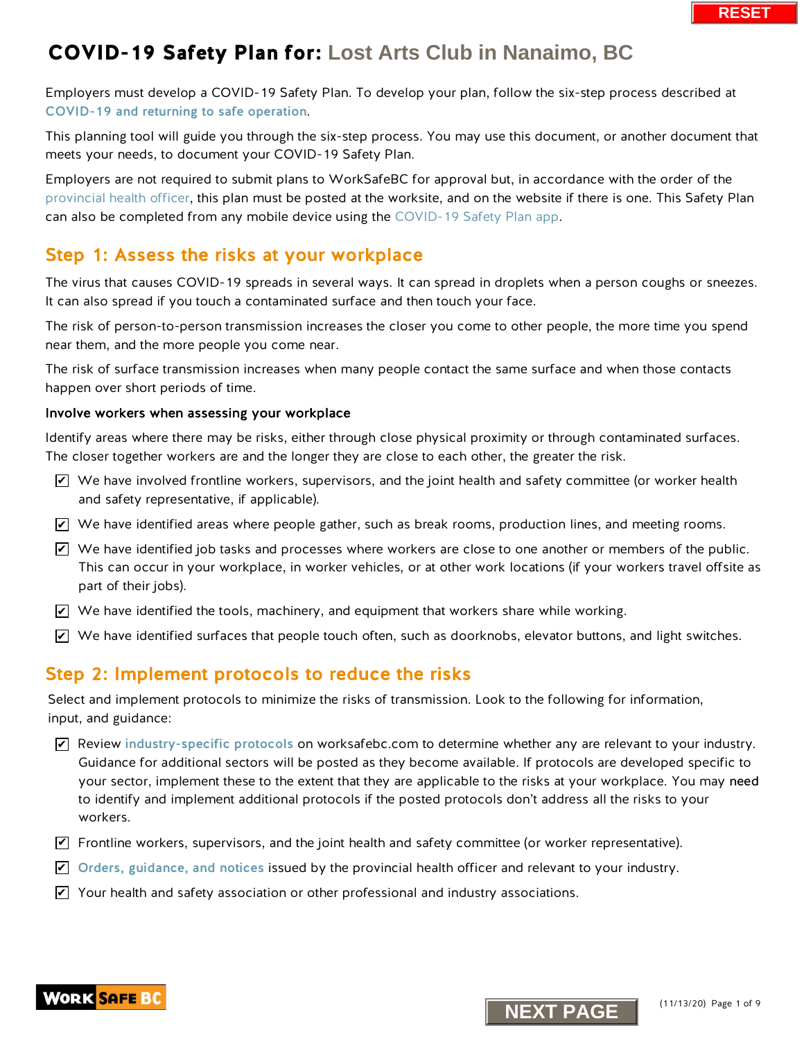# COVID-19 Safety Plan for: Lost Arts Club in Nanaimo, BC

Employers must develop a COVID-19 Safety Plan. To develop your plan, follow the six-step process described at COVID-19 and returning to safe operation.

This planning tool will guide you through the six-step process. You may use this document, or another document that meets your needs, to document your COVID-19 Safety Plan.

Employers are not required to submit plans to WorkSafeBC for approval but, in accordance with the order of the provincial health officer, this plan must be posted at the worksite, and on the website if there is one. This Safety Plan can also be completed from any mobile device using the COVID-19 Safety Plan app.

## Step 1: Assess the risks at your workplace

The virus that causes COVID-19 spreads in several ways. It can spread in droplets when a person coughs or sneezes. It can also spread if you touch a contaminated surface and then touch your face.

The risk of person-to-person transmission increases the closer you come to other people, the more time you spend near them, and the more people you come near.

The risk of surface transmission increases when many people contact the same surface and when those contacts happen over short periods of time.

**Involve workers when assessing your workplace**

Identify areas where there may be risks, either through close physical proximity or through contaminated surfaces. The closer together workers are and the longer they are close to each other, the greater the risk.

- ☑ We have involved frontline workers, supervisors, and the joint health and safety committee (or worker health and safety representative, if applicable).
- ☑ We have identified areas where people gather, such as break rooms, production lines, and meeting rooms.
- ☑ We have identified job tasks and processes where workers are close to one another or members of the public. This can occur in your workplace, in worker vehicles, or at other work locations (if your workers travel offsite as part of their jobs).
- ☑ We have identified the tools, machinery, and equipment that workers share while working.
- ☑ We have identified surfaces that people touch often, such as doorknobs, elevator buttons, and light switches.

## Step 2: Implement protocols to reduce the risks

Select and implement protocols to minimize the risks of transmission. Look to the following for information, input, and guidance:

- ☑ Review industry-specific protocols on worksafebc.com to determine whether any are relevant to your industry. Guidance for additional sectors will be posted as they become available. If protocols are developed specific to your sector, implement these to the extent that they are applicable to the risks at your workplace. You may need to identify and implement additional protocols if the posted protocols don't address all the risks to your workers.
- ☑ Frontline workers, supervisors, and the joint health and safety committee (or worker representative).
- ☑ Orders, guidance, and notices issued by the provincial health officer and relevant to your industry.
- ☑ Your health and safety association or other professional and industry associations.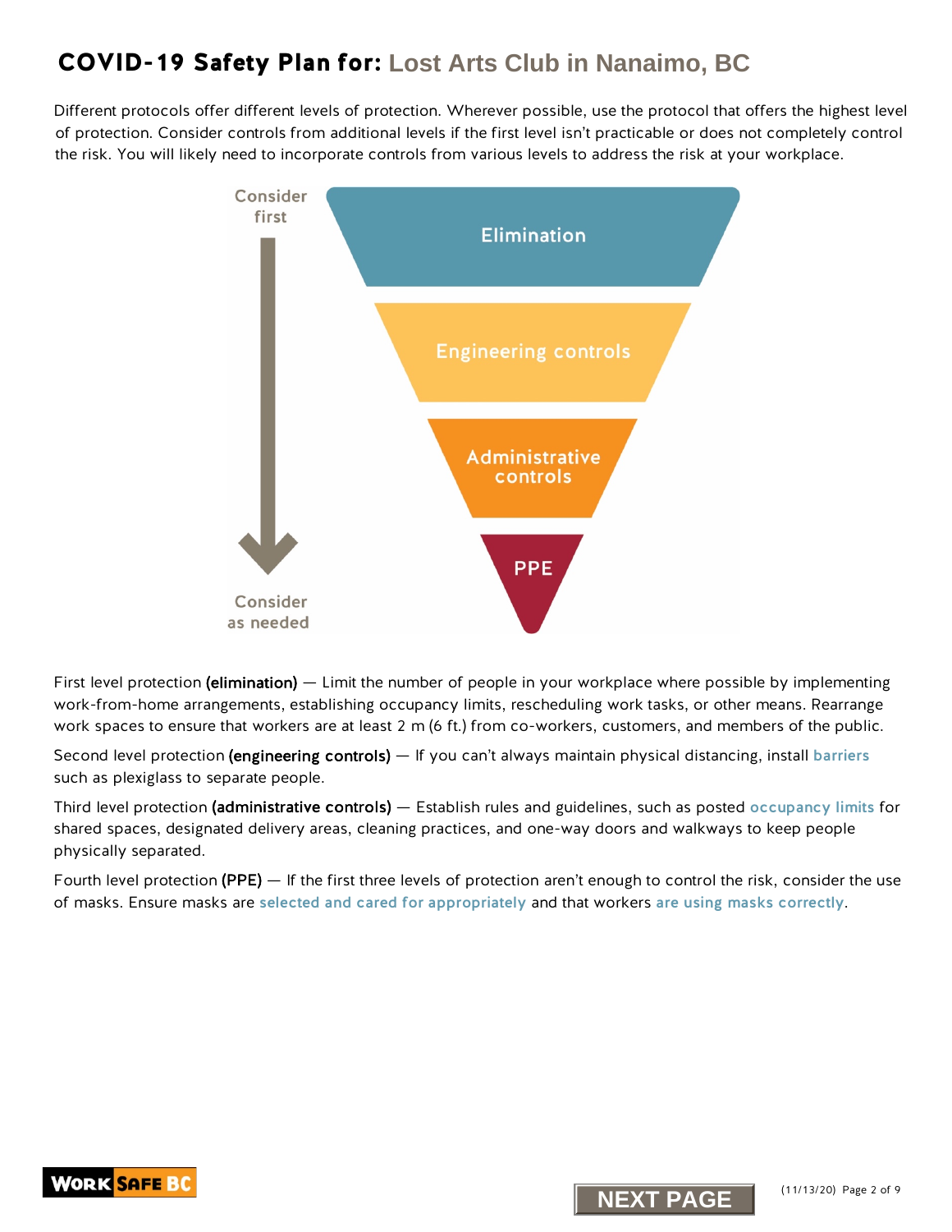# COVID-19 Safety Plan for: Lost Arts Club in Nanaimo, BC

Different protocols offer different levels of protection. Wherever possible, use the protocol that offers the highest level of protection. Consider controls from additional levels if the first level isn't practicable or does not completely control the risk. You will likely need to incorporate controls from various levels to address the risk at your workplace.

Consider first

- Elimination
- Engineering controls
- Administrative controls
- PPE

Consider as needed

First level protection **(elimination)** — Limit the number of people in your workplace where possible by implementing work-from-home arrangements, establishing occupancy limits, rescheduling work tasks, or other means. Rearrange work spaces to ensure that workers are at least 2 m (6 ft.) from co-workers, customers, and members of the public.

Second level protection **(engineering controls)** — If you can't always maintain physical distancing, install barriers such as plexiglass to separate people.

Third level protection **(administrative controls)** — Establish rules and guidelines, such as posted occupancy limits for shared spaces, designated delivery areas, cleaning practices, and one-way doors and walkways to keep people physically separated.

Fourth level protection **(PPE)** — If the first three levels of protection aren't enough to control the risk, consider the use of masks. Ensure masks are selected and cared for appropriately and that workers are using masks correctly.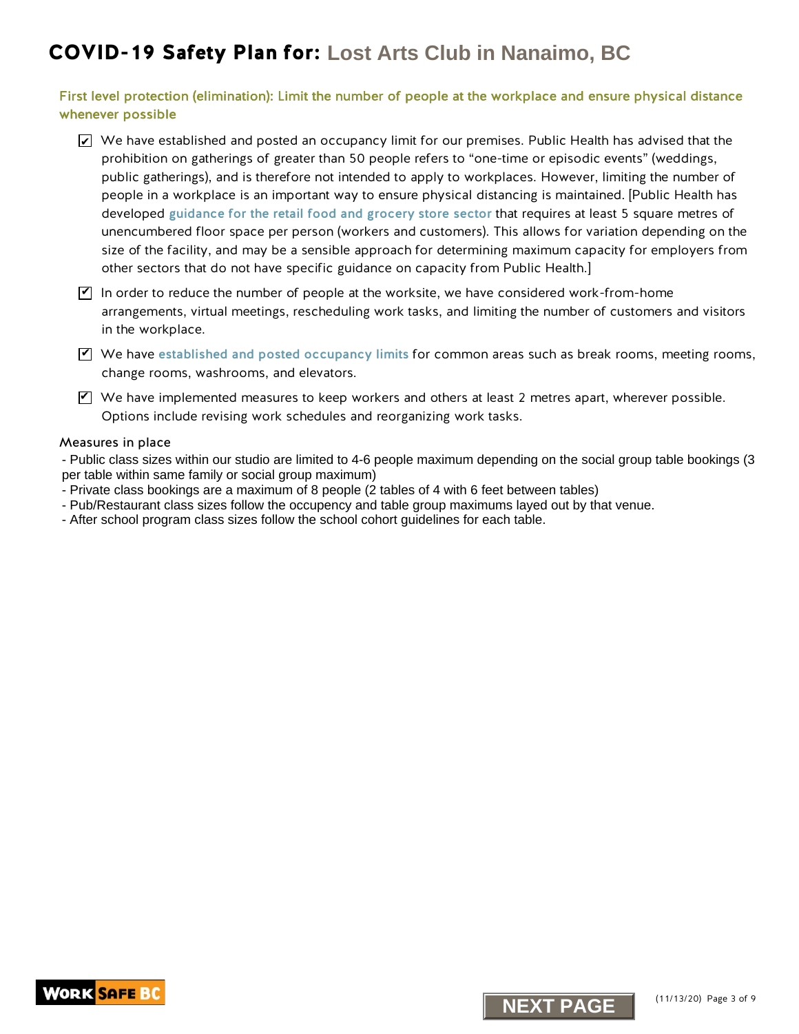# COVID-19 Safety Plan for: Lost Arts Club in Nanaimo, BC

## First level protection (elimination): Limit the number of people at the workplace and ensure physical distance whenever possible

- ☑ We have established and posted an occupancy limit for our premises. Public Health has advised that the prohibition on gatherings of greater than 50 people refers to "one-time or episodic events" (weddings, public gatherings), and is therefore not intended to apply to workplaces. However, limiting the number of people in a workplace is an important way to ensure physical distancing is maintained. [Public Health has developed guidance for the retail food and grocery store sector that requires at least 5 square metres of unencumbered floor space per person (workers and customers). This allows for variation depending on the size of the facility, and may be a sensible approach for determining maximum capacity for employers from other sectors that do not have specific guidance on capacity from Public Health.]
- ☑ In order to reduce the number of people at the worksite, we have considered work-from-home arrangements, virtual meetings, rescheduling work tasks, and limiting the number of customers and visitors in the workplace.
- ☑ We have established and posted occupancy limits for common areas such as break rooms, meeting rooms, change rooms, washrooms, and elevators.
- ☑ We have implemented measures to keep workers and others at least 2 metres apart, wherever possible. Options include revising work schedules and reorganizing work tasks.

### Measures in place

- Public class sizes within our studio are limited to 4-6 people maximum depending on the social group table bookings (3 per table within same family or social group maximum)
- Private class bookings are a maximum of 8 people (2 tables of 4 with 6 feet between tables)
- Pub/Restaurant class sizes follow the occupency and table group maximums layed out by that venue.
- After school program class sizes follow the school cohort guidelines for each table.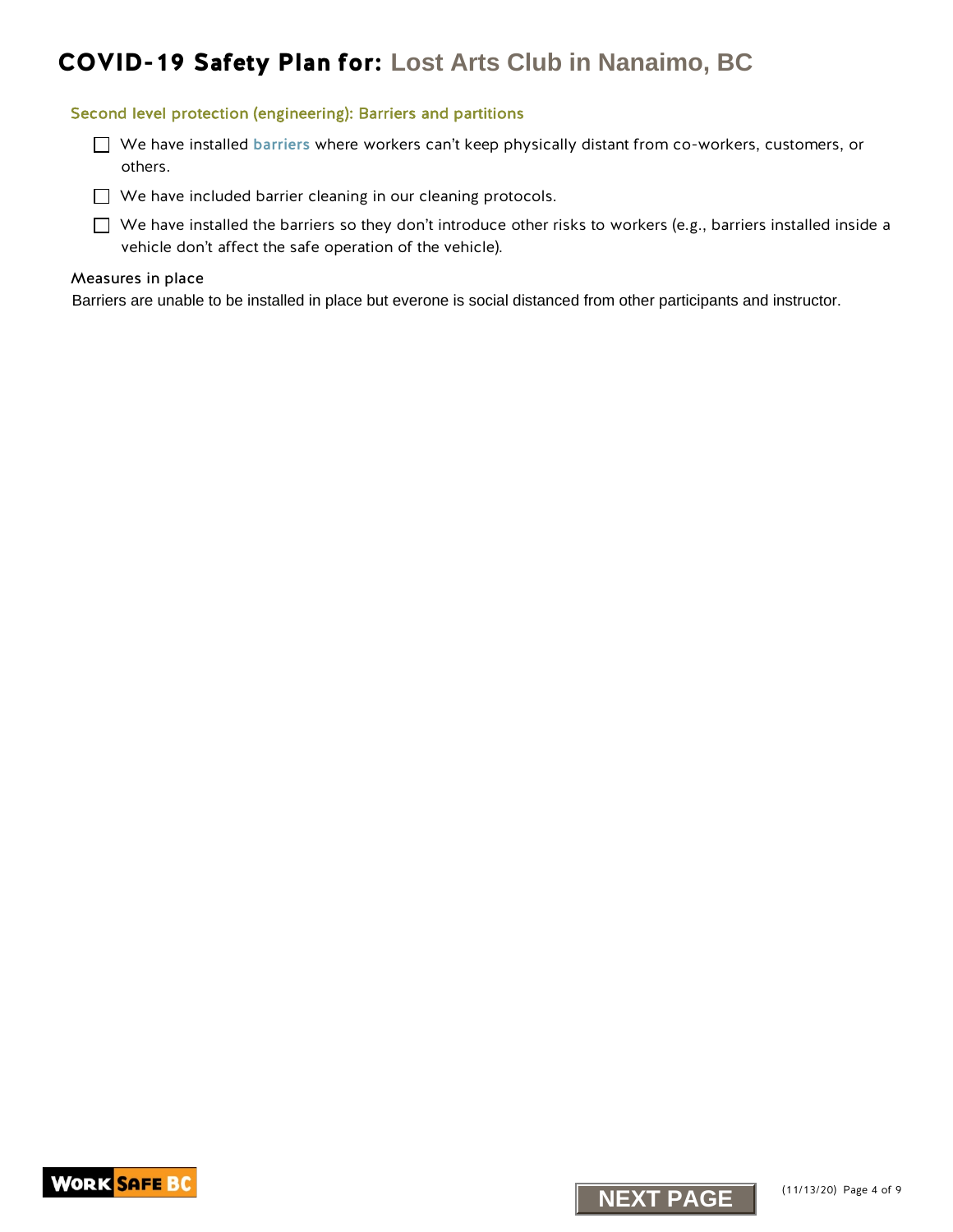# COVID-19 Safety Plan for: Lost Arts Club in Nanaimo, BC

## Second level protection (engineering): Barriers and partitions

- [ ] We have installed barriers where workers can't keep physically distant from co-workers, customers, or others.
- [ ] We have included barrier cleaning in our cleaning protocols.
- [ ] We have installed the barriers so they don't introduce other risks to workers (e.g., barriers installed inside a vehicle don't affect the safe operation of the vehicle).

### Measures in place

Barriers are unable to be installed in place but everone is social distanced from other participants and instructor.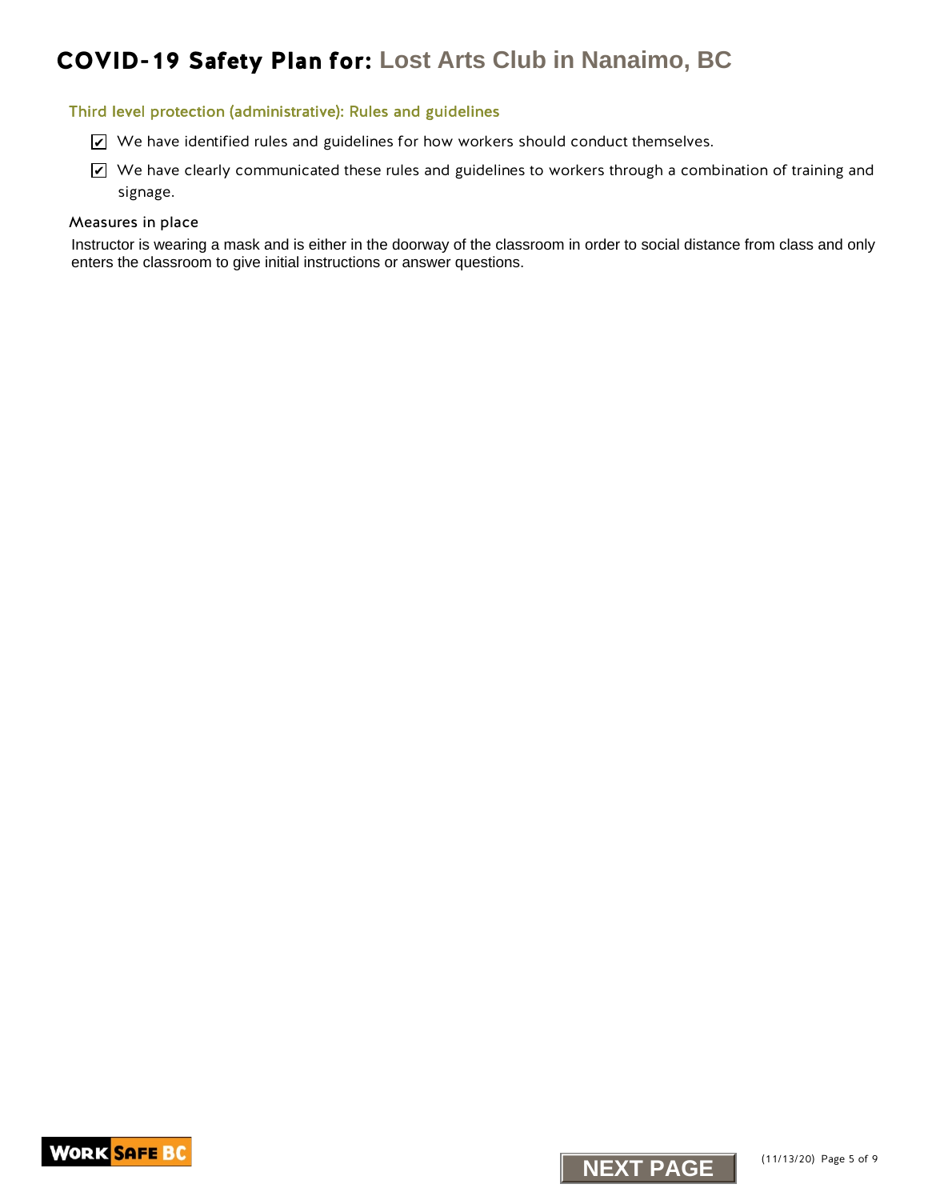# COVID-19 Safety Plan for: Lost Arts Club in Nanaimo, BC

### Third level protection (administrative): Rules and guidelines

- ☑ We have identified rules and guidelines for how workers should conduct themselves.
- ☑ We have clearly communicated these rules and guidelines to workers through a combination of training and signage.

#### Measures in place

Instructor is wearing a mask and is either in the doorway of the classroom in order to social distance from class and only enters the classroom to give initial instructions or answer questions.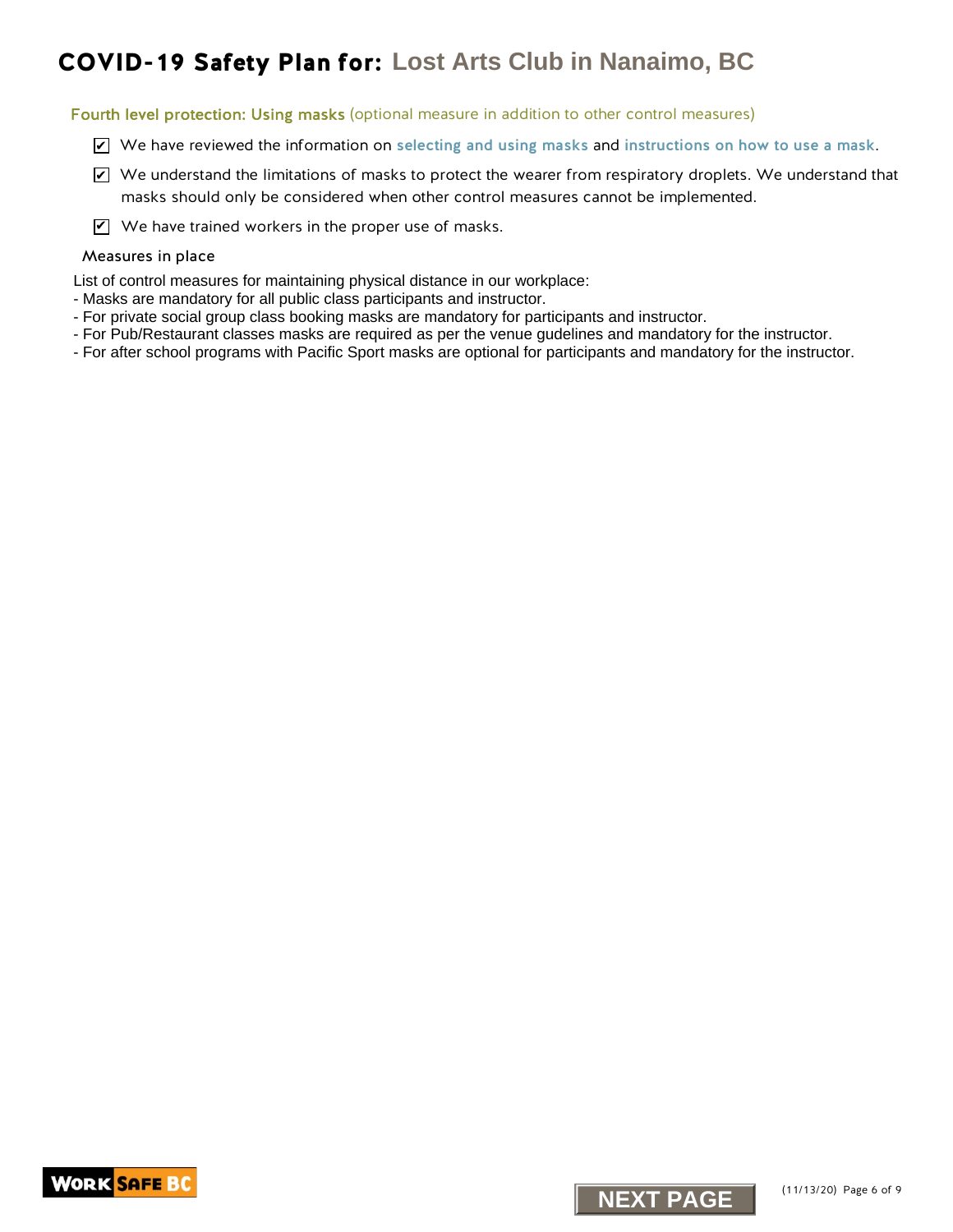# COVID-19 Safety Plan for: Lost Arts Club in Nanaimo, BC

### Fourth level protection: Using masks (optional measure in addition to other control measures)

- [x] We have reviewed the information on **selecting and using masks** and **instructions on how to use a mask**.
- [x] We understand the limitations of masks to protect the wearer from respiratory droplets. We understand that masks should only be considered when other control measures cannot be implemented.
- [x] We have trained workers in the proper use of masks.

#### Measures in place

List of control measures for maintaining physical distance in our workplace:
- Masks are mandatory for all public class participants and instructor.
- For private social group class booking masks are mandatory for participants and instructor.
- For Pub/Restaurant classes masks are required as per the venue gudelines and mandatory for the instructor.
- For after school programs with Pacific Sport masks are optional for participants and mandatory for the instructor.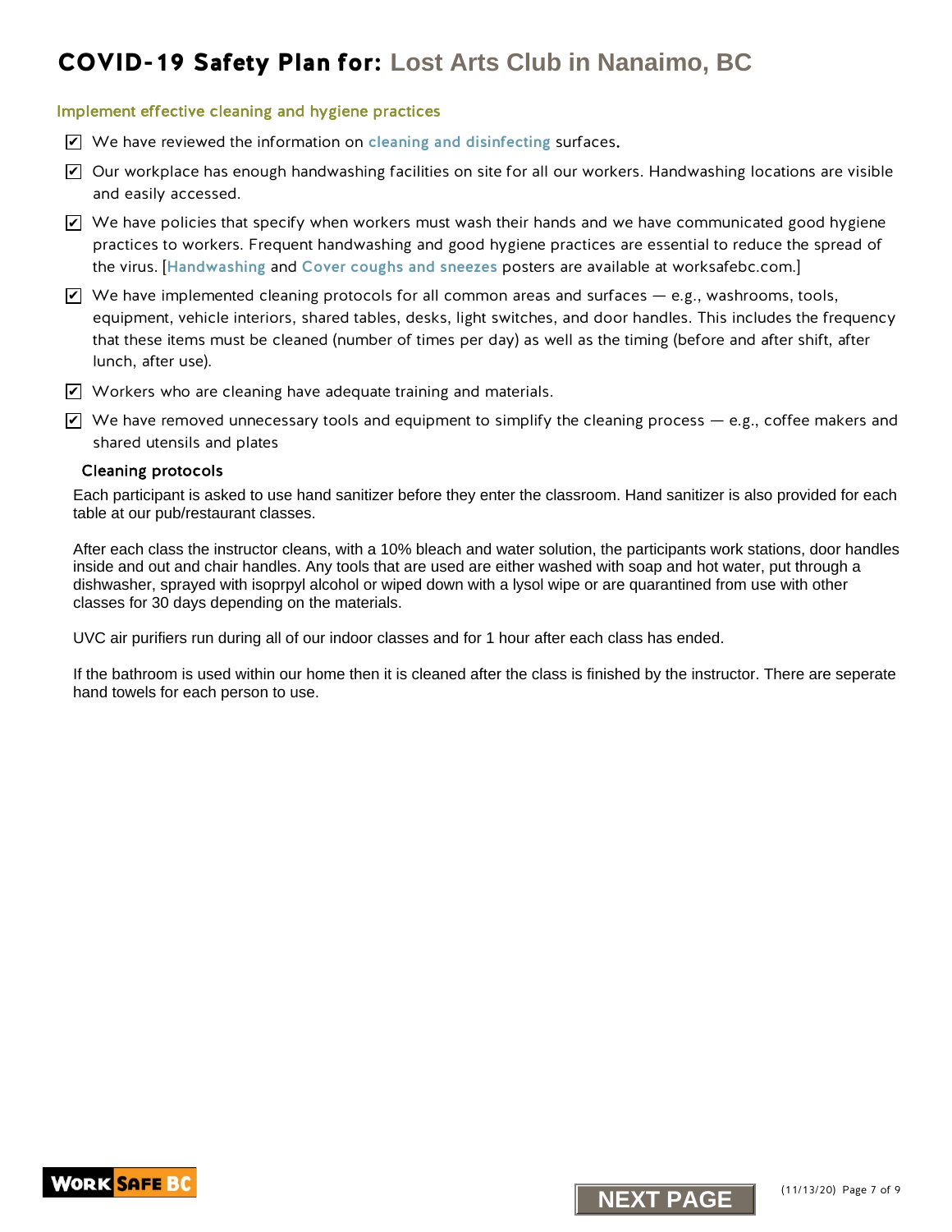# COVID-19 Safety Plan for: Lost Arts Club in Nanaimo, BC

## Implement effective cleaning and hygiene practices

- ☑ We have reviewed the information on cleaning and disinfecting surfaces.
- ☑ Our workplace has enough handwashing facilities on site for all our workers. Handwashing locations are visible and easily accessed.
- ☑ We have policies that specify when workers must wash their hands and we have communicated good hygiene practices to workers. Frequent handwashing and good hygiene practices are essential to reduce the spread of the virus. [Handwashing and Cover coughs and sneezes posters are available at worksafebc.com.]
- ☑ We have implemented cleaning protocols for all common areas and surfaces — e.g., washrooms, tools, equipment, vehicle interiors, shared tables, desks, light switches, and door handles. This includes the frequency that these items must be cleaned (number of times per day) as well as the timing (before and after shift, after lunch, after use).
- ☑ Workers who are cleaning have adequate training and materials.
- ☑ We have removed unnecessary tools and equipment to simplify the cleaning process — e.g., coffee makers and shared utensils and plates

### Cleaning protocols

Each participant is asked to use hand sanitizer before they enter the classroom. Hand sanitizer is also provided for each table at our pub/restaurant classes.

After each class the instructor cleans, with a 10% bleach and water solution, the participants work stations, door handles inside and out and chair handles. Any tools that are used are either washed with soap and hot water, put through a dishwasher, sprayed with isoprpyl alcohol or wiped down with a lysol wipe or are quarantined from use with other classes for 30 days depending on the materials.

UVC air purifiers run during all of our indoor classes and for 1 hour after each class has ended.

If the bathroom is used within our home then it is cleaned after the class is finished by the instructor. There are seperate hand towels for each person to use.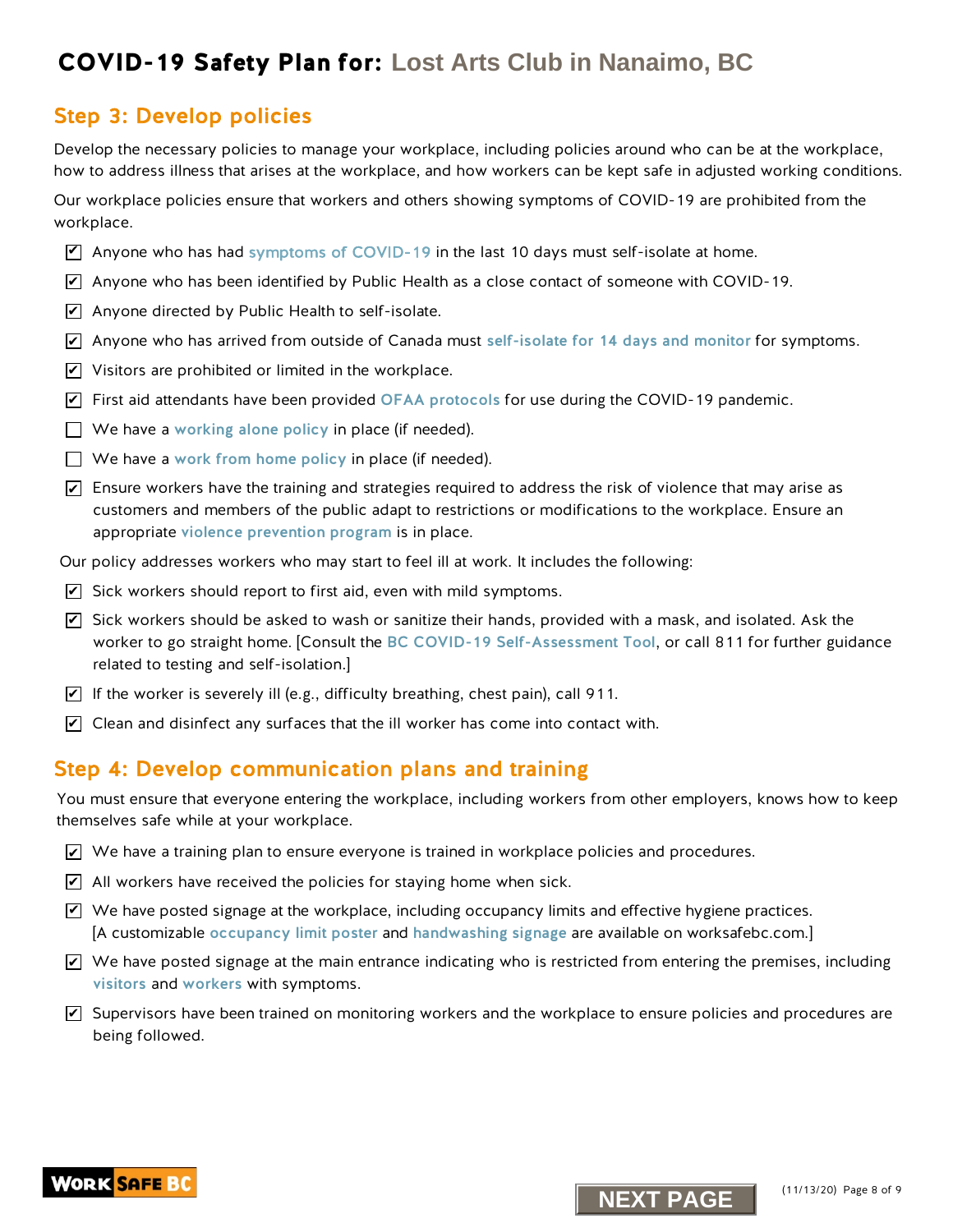# COVID-19 Safety Plan for: Lost Arts Club in Nanaimo, BC

## Step 3: Develop policies

Develop the necessary policies to manage your workplace, including policies around who can be at the workplace, how to address illness that arises at the workplace, and how workers can be kept safe in adjusted working conditions.

Our workplace policies ensure that workers and others showing symptoms of COVID-19 are prohibited from the workplace.

- [x] Anyone who has had symptoms of COVID-19 in the last 10 days must self-isolate at home.
- [x] Anyone who has been identified by Public Health as a close contact of someone with COVID-19.
- [x] Anyone directed by Public Health to self-isolate.
- [x] Anyone who has arrived from outside of Canada must self-isolate for 14 days and monitor for symptoms.
- [x] Visitors are prohibited or limited in the workplace.
- [x] First aid attendants have been provided OFAA protocols for use during the COVID-19 pandemic.
- [ ] We have a working alone policy in place (if needed).
- [ ] We have a work from home policy in place (if needed).
- [x] Ensure workers have the training and strategies required to address the risk of violence that may arise as customers and members of the public adapt to restrictions or modifications to the workplace. Ensure an appropriate violence prevention program is in place.

Our policy addresses workers who may start to feel ill at work. It includes the following:

- [x] Sick workers should report to first aid, even with mild symptoms.
- [x] Sick workers should be asked to wash or sanitize their hands, provided with a mask, and isolated. Ask the worker to go straight home. [Consult the BC COVID-19 Self-Assessment Tool, or call 811 for further guidance related to testing and self-isolation.]
- [x] If the worker is severely ill (e.g., difficulty breathing, chest pain), call 911.
- [x] Clean and disinfect any surfaces that the ill worker has come into contact with.

## Step 4: Develop communication plans and training

You must ensure that everyone entering the workplace, including workers from other employers, knows how to keep themselves safe while at your workplace.

- [x] We have a training plan to ensure everyone is trained in workplace policies and procedures.
- [x] All workers have received the policies for staying home when sick.
- [x] We have posted signage at the workplace, including occupancy limits and effective hygiene practices. [A customizable occupancy limit poster and handwashing signage are available on worksafebc.com.]
- [x] We have posted signage at the main entrance indicating who is restricted from entering the premises, including visitors and workers with symptoms.
- [x] Supervisors have been trained on monitoring workers and the workplace to ensure policies and procedures are being followed.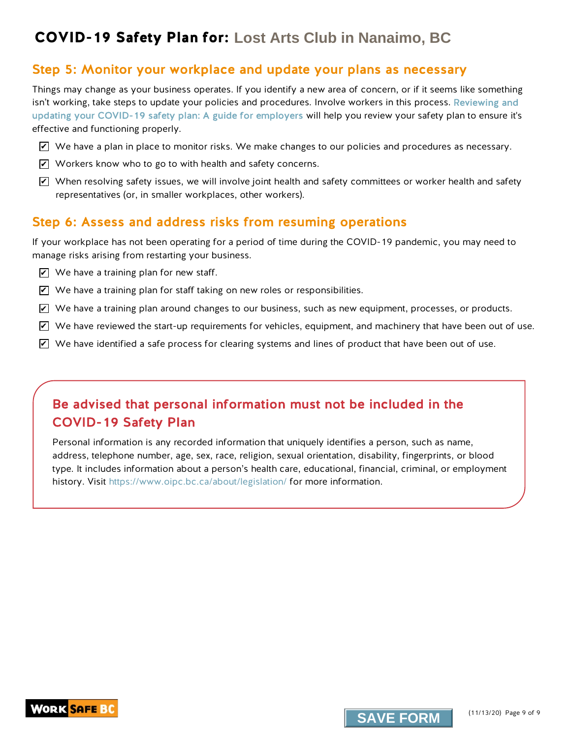# COVID-19 Safety Plan for: Lost Arts Club in Nanaimo, BC

## Step 5: Monitor your workplace and update your plans as necessary

Things may change as your business operates. If you identify a new area of concern, or if it seems like something isn't working, take steps to update your policies and procedures. Involve workers in this process. Reviewing and updating your COVID-19 safety plan: A guide for employers will help you review your safety plan to ensure it's effective and functioning properly.

- ☑ We have a plan in place to monitor risks. We make changes to our policies and procedures as necessary.
- ☑ Workers know who to go to with health and safety concerns.
- ☑ When resolving safety issues, we will involve joint health and safety committees or worker health and safety representatives (or, in smaller workplaces, other workers).

## Step 6: Assess and address risks from resuming operations

If your workplace has not been operating for a period of time during the COVID-19 pandemic, you may need to manage risks arising from restarting your business.

- ☑ We have a training plan for new staff.
- ☑ We have a training plan for staff taking on new roles or responsibilities.
- ☑ We have a training plan around changes to our business, such as new equipment, processes, or products.
- ☑ We have reviewed the start-up requirements for vehicles, equipment, and machinery that have been out of use.
- ☑ We have identified a safe process for clearing systems and lines of product that have been out of use.

### Be advised that personal information must not be included in the COVID-19 Safety Plan

Personal information is any recorded information that uniquely identifies a person, such as name, address, telephone number, age, sex, race, religion, sexual orientation, disability, fingerprints, or blood type. It includes information about a person's health care, educational, financial, criminal, or employment history. Visit https://www.oipc.bc.ca/about/legislation/ for more information.

SAVE FORM

(11/13/20)